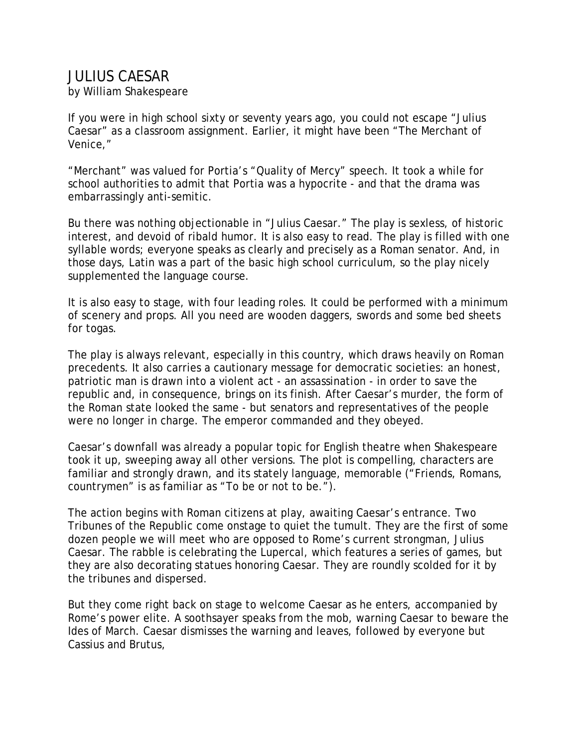# JULIUS CAESAR

by William Shakespeare

If you were in high school sixty or seventy years ago, you could not escape "Julius Caesar" as a classroom assignment. Earlier, it might have been "The Merchant of Venice,"

"Merchant" was valued for Portia's "Quality of Mercy" speech. It took a while for school authorities to admit that Portia was a hypocrite - and that the drama was embarrassingly anti-semitic.

Bu there was nothing objectionable in "Julius Caesar." The play is sexless, of historic interest, and devoid of ribald humor. It is also easy to read. The play is filled with one syllable words; everyone speaks as clearly and precisely as a Roman senator. And, in those days, Latin was a part of the basic high school curriculum, so the play nicely supplemented the language course.

It is also easy to stage, with four leading roles. It could be performed with a minimum of scenery and props. All you need are wooden daggers, swords and some bed sheets for togas.

The play is always relevant, especially in this country, which draws heavily on Roman precedents. It also carries a cautionary message for democratic societies: an honest, patriotic man is drawn into a violent act - an assassination - in order to save the republic and, in consequence, brings on its finish. After Caesar's murder, the form of the Roman state looked the same - but senators and representatives of the people were no longer in charge. The emperor commanded and they obeyed.

Caesar's downfall was already a popular topic for English theatre when Shakespeare took it up, sweeping away all other versions. The plot is compelling, characters are familiar and strongly drawn, and its stately language, memorable ("Friends, Romans, countrymen" is as familiar as "To be or not to be.").

The action begins with Roman citizens at play, awaiting Caesar's entrance. Two Tribunes of the Republic come onstage to quiet the tumult. They are the first of some dozen people we will meet who are opposed to Rome's current strongman, Julius Caesar. The rabble is celebrating the Lupercal, which features a series of games, but they are also decorating statues honoring Caesar. They are roundly scolded for it by the tribunes and dispersed.

But they come right back on stage to welcome Caesar as he enters, accompanied by Rome's power elite. A soothsayer speaks from the mob, warning Caesar to beware the Ides of March. Caesar dismisses the warning and leaves, followed by everyone but Cassius and Brutus,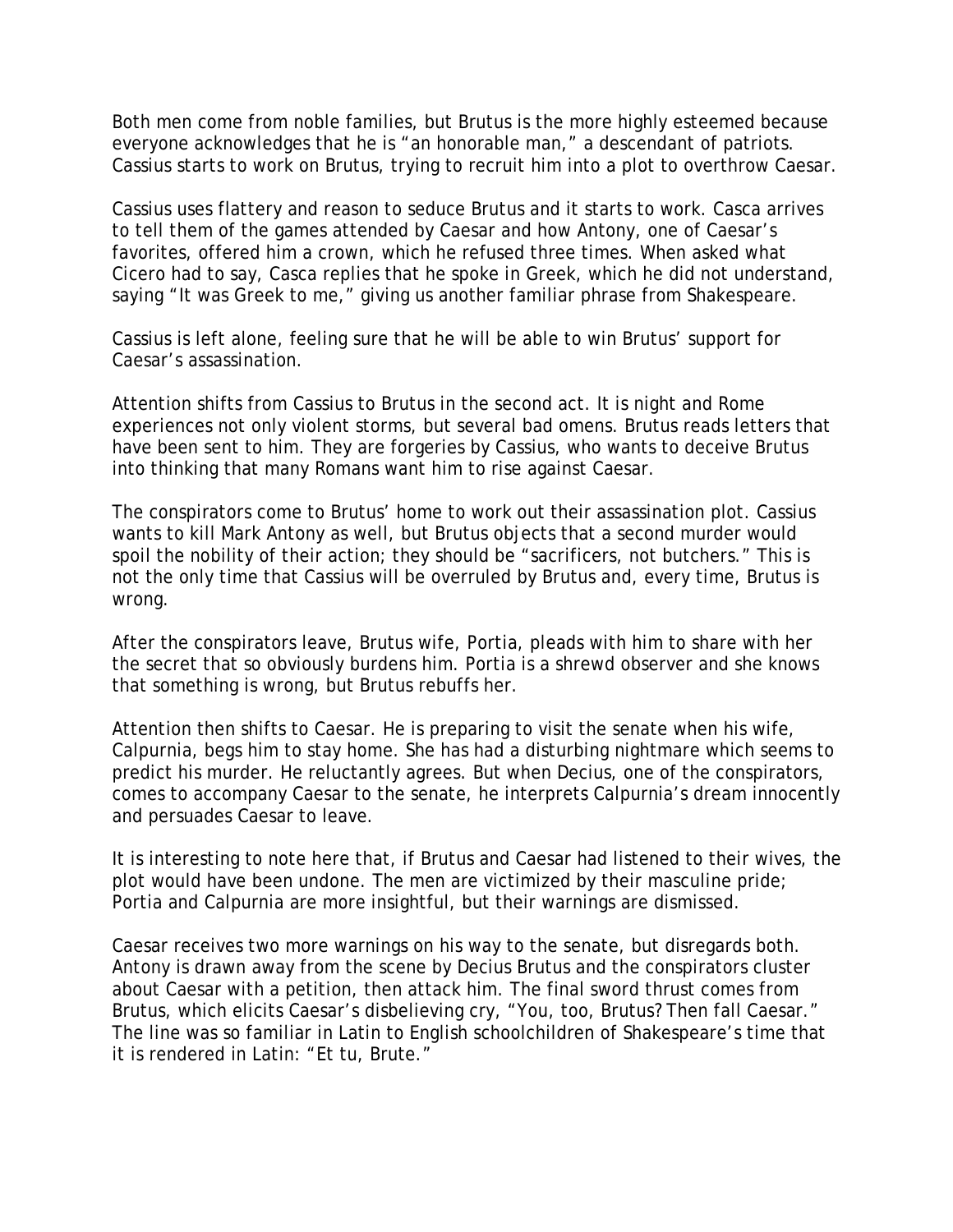Both men come from noble families, but Brutus is the more highly esteemed because everyone acknowledges that he is "an honorable man," a descendant of patriots. Cassius starts to work on Brutus, trying to recruit him into a plot to overthrow Caesar.

Cassius uses flattery and reason to seduce Brutus and it starts to work. Casca arrives to tell them of the games attended by Caesar and how Antony, one of Caesar's favorites, offered him a crown, which he refused three times. When asked what Cicero had to say, Casca replies that he spoke in Greek, which he did not understand, saying "It was Greek to me," giving us another familiar phrase from Shakespeare.

Cassius is left alone, feeling sure that he will be able to win Brutus' support for Caesar's assassination.

Attention shifts from Cassius to Brutus in the second act. It is night and Rome experiences not only violent storms, but several bad omens. Brutus reads letters that have been sent to him. They are forgeries by Cassius, who wants to deceive Brutus into thinking that many Romans want him to rise against Caesar.

The conspirators come to Brutus' home to work out their assassination plot. Cassius wants to kill Mark Antony as well, but Brutus objects that a second murder would spoil the nobility of their action; they should be "sacrificers, not butchers." This is not the only time that Cassius will be overruled by Brutus and, every time, Brutus is wrong.

After the conspirators leave, Brutus wife, Portia, pleads with him to share with her the secret that so obviously burdens him. Portia is a shrewd observer and she knows that something is wrong, but Brutus rebuffs her.

Attention then shifts to Caesar. He is preparing to visit the senate when his wife, Calpurnia, begs him to stay home. She has had a disturbing nightmare which seems to predict his murder. He reluctantly agrees. But when Decius, one of the conspirators, comes to accompany Caesar to the senate, he interprets Calpurnia's dream innocently and persuades Caesar to leave.

It is interesting to note here that, if Brutus and Caesar had listened to their wives, the plot would have been undone. The men are victimized by their masculine pride; Portia and Calpurnia are more insightful, but their warnings are dismissed.

Caesar receives two more warnings on his way to the senate, but disregards both. Antony is drawn away from the scene by Decius Brutus and the conspirators cluster about Caesar with a petition, then attack him. The final sword thrust comes from Brutus, which elicits Caesar's disbelieving cry, "You, too, Brutus? Then fall Caesar." The line was so familiar in Latin to English schoolchildren of Shakespeare's time that it is rendered in Latin: "Et tu, Brute."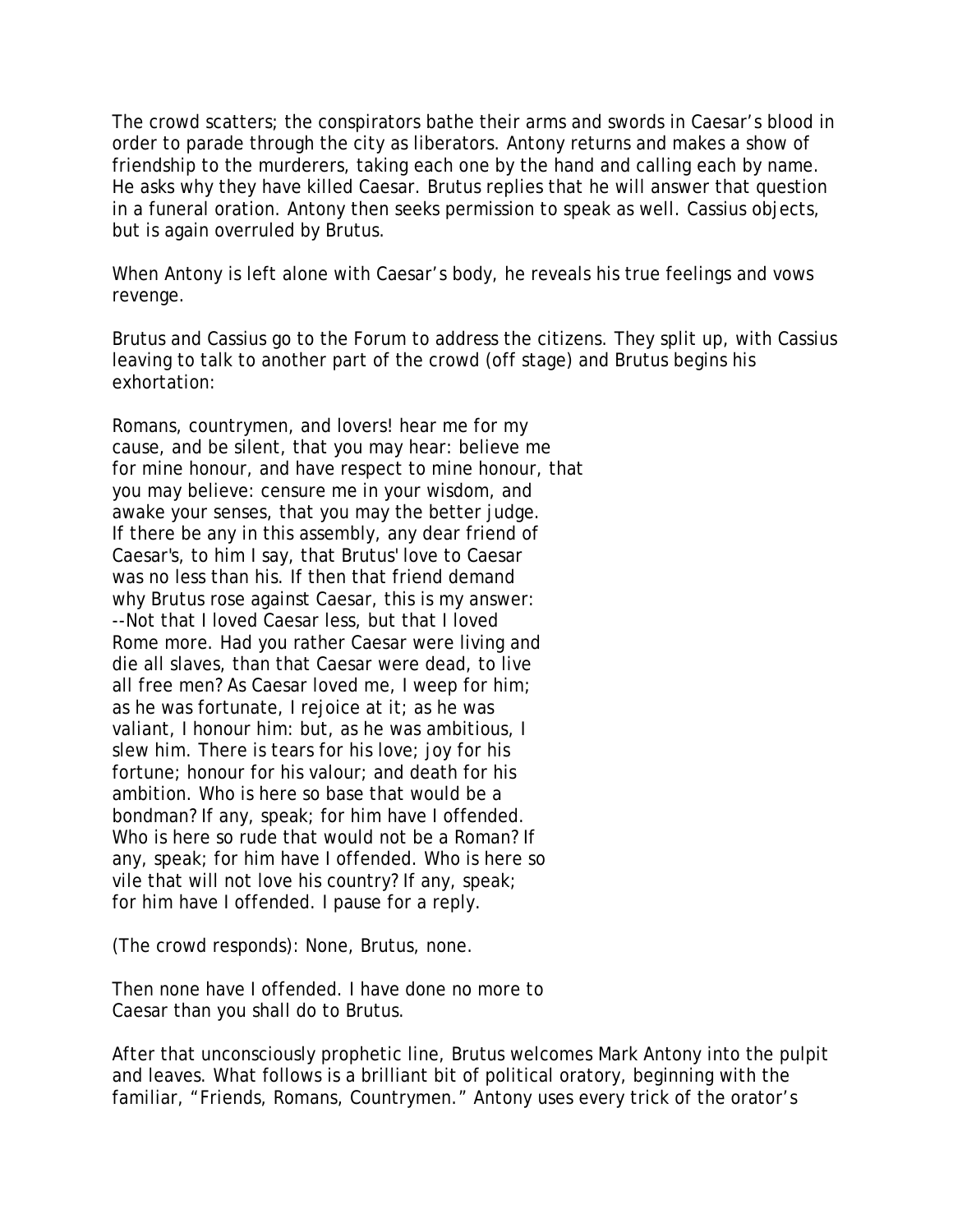The crowd scatters; the conspirators bathe their arms and swords in Caesar's blood in order to parade through the city as liberators. Antony returns and makes a show of friendship to the murderers, taking each one by the hand and calling each by name. He asks why they have killed Caesar. Brutus replies that he will answer that question in a funeral oration. Antony then seeks permission to speak as well. Cassius objects, but is again overruled by Brutus.

When Antony is left alone with Caesar's body, he reveals his true feelings and vows revenge.

Brutus and Cassius go to the Forum to address the citizens. They split up, with Cassius leaving to talk to another part of the crowd (off stage) and Brutus begins his exhortation:

Romans, countrymen, and lovers! hear me for my
cause, and be silent, that you may hear: believe me
for mine honour, and have respect to mine honour, that
you may believe: censure me in your wisdom, and
awake your senses, that you may the better judge.
If there be any in this assembly, any dear friend of
Caesar's, to him I say, that Brutus' love to Caesar
was no less than his. If then that friend demand
why Brutus rose against Caesar, this is my answer:
--Not that I loved Caesar less, but that I loved
Rome more. Had you rather Caesar were living and
die all slaves, than that Caesar were dead, to live
all free men? As Caesar loved me, I weep for him;
as he was fortunate, I rejoice at it; as he was
valiant, I honour him: but, as he was ambitious, I
slew him. There is tears for his love; joy for his
fortune; honour for his valour; and death for his
ambition. Who is here so base that would be a
bondman? If any, speak; for him have I offended.
Who is here so rude that would not be a Roman? If
any, speak; for him have I offended. Who is here so
vile that will not love his country? If any, speak;
for him have I offended. I pause for a reply.

(The crowd responds): None, Brutus, none.

Then none have I offended. I have done no more to
Caesar than you shall do to Brutus.

After that unconsciously prophetic line, Brutus welcomes Mark Antony into the pulpit and leaves. What follows is a brilliant bit of political oratory, beginning with the familiar, "Friends, Romans, Countrymen." Antony uses every trick of the orator's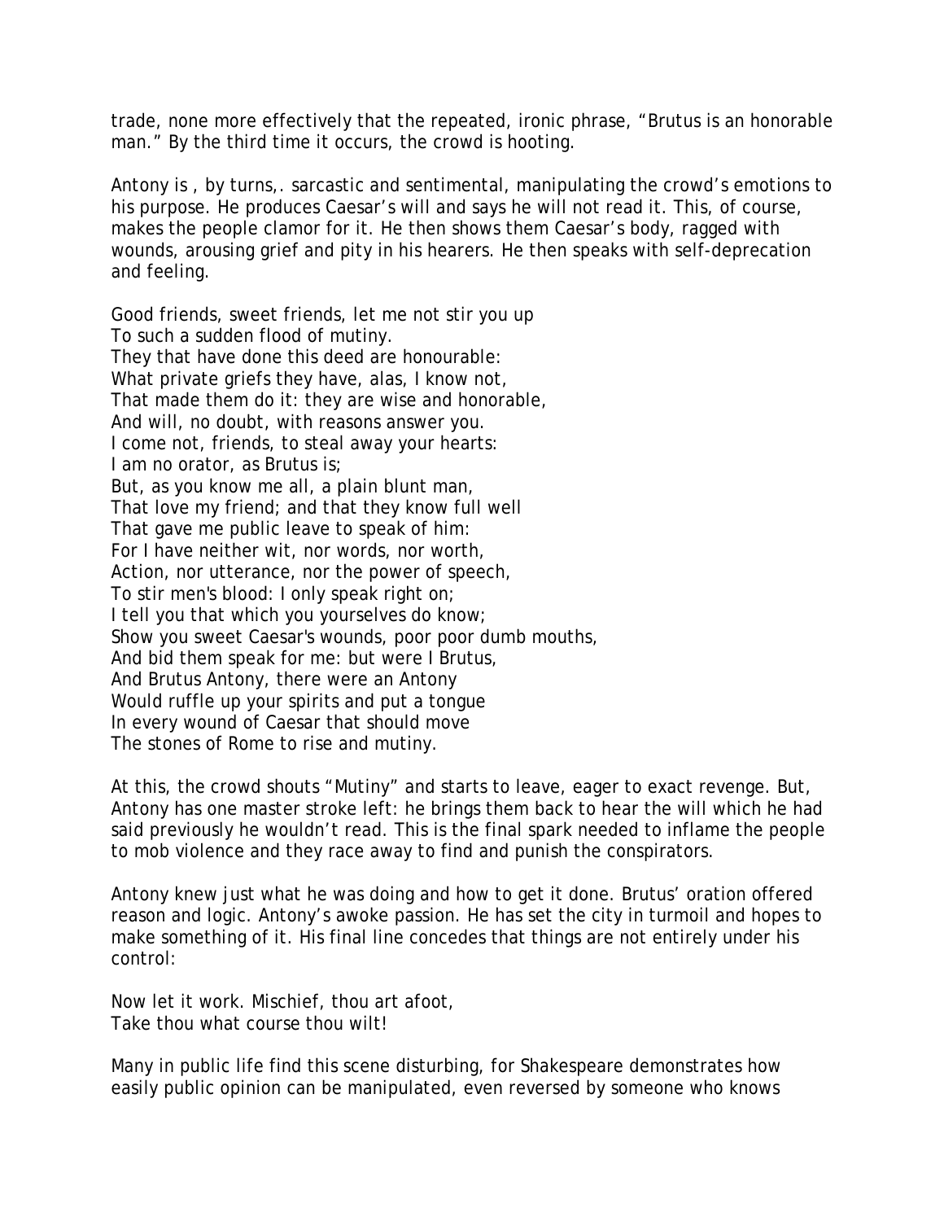trade, none more effectively that the repeated, ironic phrase, "Brutus is an honorable man." By the third time it occurs, the crowd is hooting.

Antony is , by turns,. sarcastic and sentimental, manipulating the crowd's emotions to his purpose. He produces Caesar's will and says he will not read it. This, of course, makes the people clamor for it. He then shows them Caesar's body, ragged with wounds, arousing grief and pity in his hearers. He then speaks with self-deprecation and feeling.

Good friends, sweet friends, let me not stir you up  
To such a sudden flood of mutiny.  
They that have done this deed are honourable:  
What private griefs they have, alas, I know not,  
That made them do it: they are wise and honorable,  
And will, no doubt, with reasons answer you.  
I come not, friends, to steal away your hearts:  
I am no orator, as Brutus is;  
But, as you know me all, a plain blunt man,  
That love my friend; and that they know full well  
That gave me public leave to speak of him:  
For I have neither wit, nor words, nor worth,  
Action, nor utterance, nor the power of speech,  
To stir men's blood: I only speak right on;  
I tell you that which you yourselves do know;  
Show you sweet Caesar's wounds, poor poor dumb mouths,  
And bid them speak for me: but were I Brutus,  
And Brutus Antony, there were an Antony  
Would ruffle up your spirits and put a tongue  
In every wound of Caesar that should move  
The stones of Rome to rise and mutiny.

At this, the crowd shouts "Mutiny" and starts to leave, eager to exact revenge. But, Antony has one master stroke left: he brings them back to hear the will which he had said previously he wouldn't read. This is the final spark needed to inflame the people to mob violence and they race away to find and punish the conspirators.

Antony knew just what he was doing and how to get it done. Brutus' oration offered reason and logic. Antony's awoke passion. He has set the city in turmoil and hopes to make something of it. His final line concedes that things are not entirely under his control:

Now let it work. Mischief, thou art afoot,  
Take thou what course thou wilt!

Many in public life find this scene disturbing, for Shakespeare demonstrates how easily public opinion can be manipulated, even reversed by someone who knows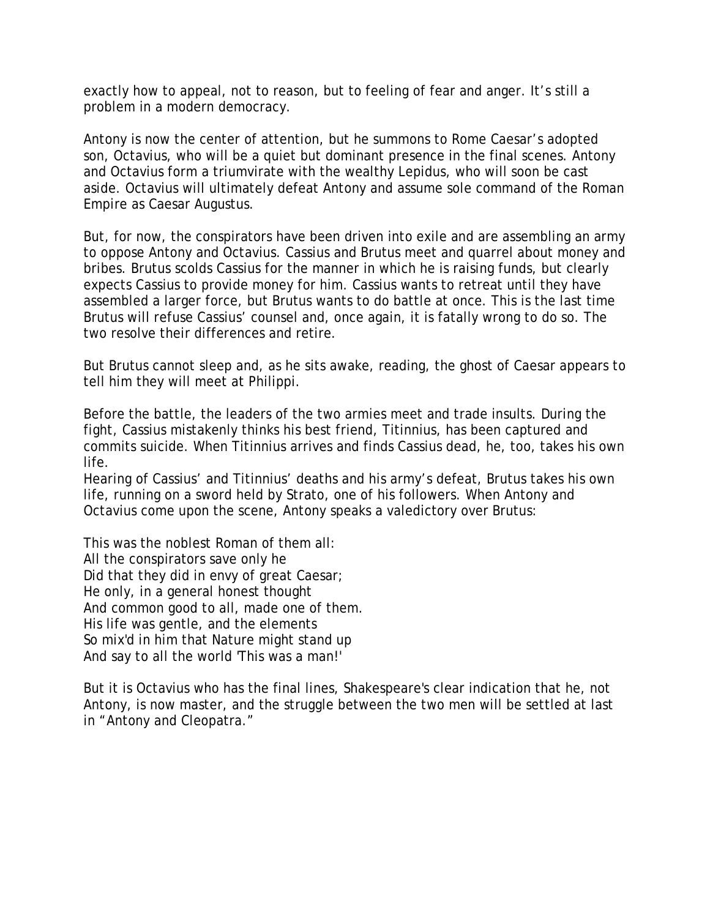exactly how to appeal, not to reason, but to feeling of fear and anger. It's still a problem in a modern democracy.

Antony is now the center of attention, but he summons to Rome Caesar's adopted son, Octavius, who will be a quiet but dominant presence in the final scenes. Antony and Octavius form a triumvirate with the wealthy Lepidus, who will soon be cast aside. Octavius will ultimately defeat Antony and assume sole command of the Roman Empire as Caesar Augustus.

But, for now, the conspirators have been driven into exile and are assembling an army to oppose Antony and Octavius. Cassius and Brutus meet and quarrel about money and bribes. Brutus scolds Cassius for the manner in which he is raising funds, but clearly expects Cassius to provide money for him. Cassius wants to retreat until they have assembled a larger force, but Brutus wants to do battle at once. This is the last time Brutus will refuse Cassius' counsel and, once again, it is fatally wrong to do so. The two resolve their differences and retire.

But Brutus cannot sleep and, as he sits awake, reading, the ghost of Caesar appears to tell him they will meet at Philippi.

Before the battle, the leaders of the two armies meet and trade insults. During the fight, Cassius mistakenly thinks his best friend, Titinnius, has been captured and commits suicide. When Titinnius arrives and finds Cassius dead, he, too, takes his own life.
Hearing of Cassius' and Titinnius' deaths and his army's defeat, Brutus takes his own life, running on a sword held by Strato, one of his followers. When Antony and Octavius come upon the scene, Antony speaks a valedictory over Brutus:

This was the noblest Roman of them all:
All the conspirators save only he
Did that they did in envy of great Caesar;
He only, in a general honest thought
And common good to all, made one of them.
His life was gentle, and the elements
So mix'd in him that Nature might stand up
And say to all the world 'This was a man!'

But it is Octavius who has the final lines, Shakespeare's clear indication that he, not Antony, is now master, and the struggle between the two men will be settled at last in "Antony and Cleopatra."